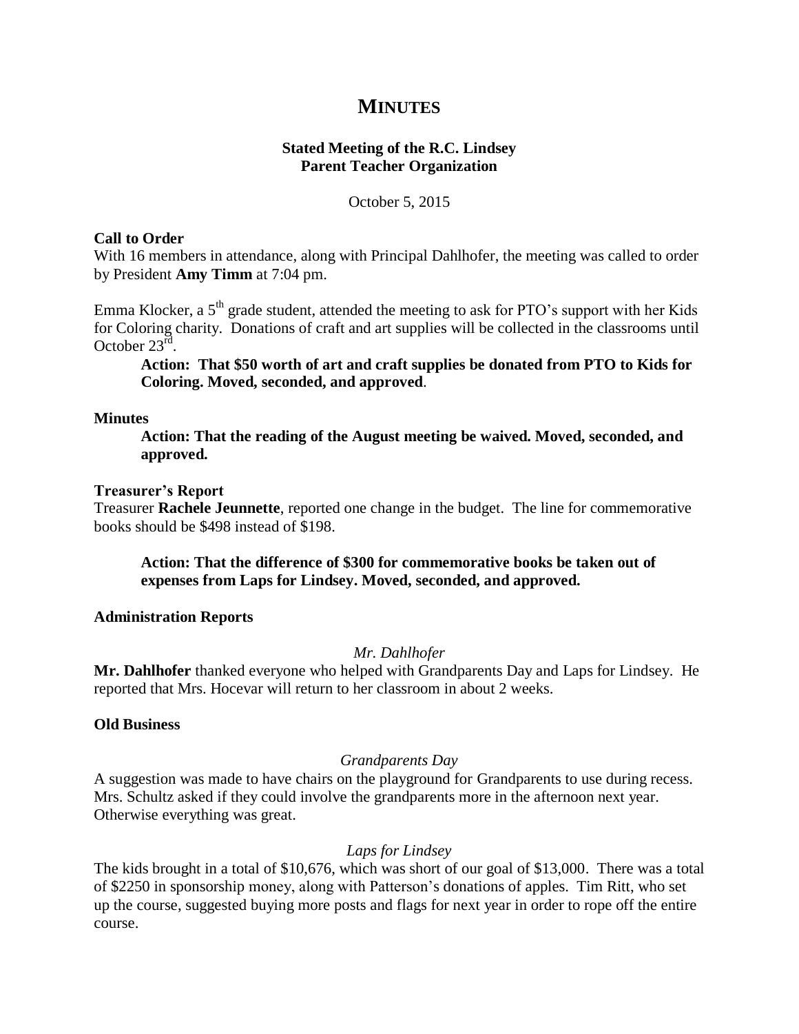# MINUTES

**Stated Meeting of the R.C. Lindsey**
**Parent Teacher Organization**

October 5, 2015

**Call to Order**

With 16 members in attendance, along with Principal Dahlhofer, the meeting was called to order by President **Amy Timm** at 7:04 pm.

Emma Klocker, a 5th grade student, attended the meeting to ask for PTO's support with her Kids for Coloring charity. Donations of craft and art supplies will be collected in the classrooms until October 23rd.

> **Action: That $50 worth of art and craft supplies be donated from PTO to Kids for Coloring. Moved, seconded, and approved**.

**Minutes**

> **Action: That the reading of the August meeting be waived. Moved, seconded, and approved.**

**Treasurer's Report**

Treasurer **Rachele Jeunnette**, reported one change in the budget. The line for commemorative books should be $498 instead of $198.

> **Action: That the difference of $300 for commemorative books be taken out of expenses from Laps for Lindsey. Moved, seconded, and approved.**

**Administration Reports**

*Mr. Dahlhofer*

**Mr. Dahlhofer** thanked everyone who helped with Grandparents Day and Laps for Lindsey. He reported that Mrs. Hocevar will return to her classroom in about 2 weeks.

**Old Business**

*Grandparents Day*

A suggestion was made to have chairs on the playground for Grandparents to use during recess. Mrs. Schultz asked if they could involve the grandparents more in the afternoon next year. Otherwise everything was great.

*Laps for Lindsey*

The kids brought in a total of $10,676, which was short of our goal of $13,000. There was a total of $2250 in sponsorship money, along with Patterson's donations of apples. Tim Ritt, who set up the course, suggested buying more posts and flags for next year in order to rope off the entire course.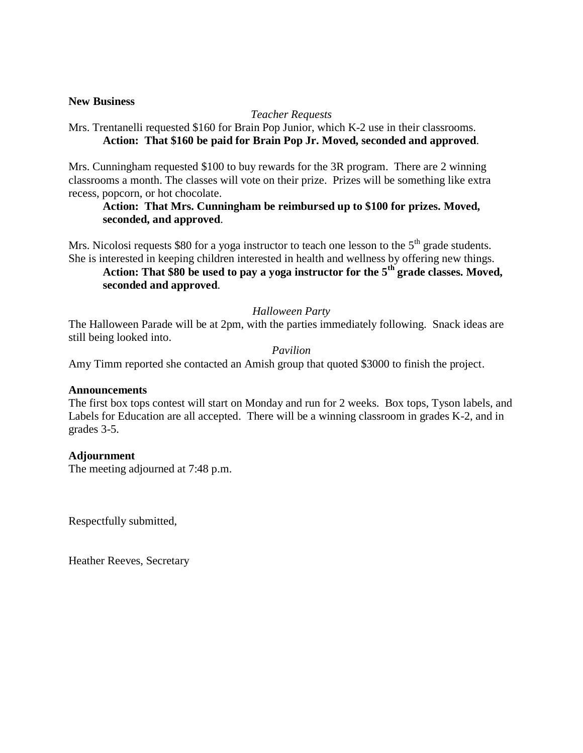**New Business**

*Teacher Requests*

Mrs. Trentanelli requested $160 for Brain Pop Junior, which K-2 use in their classrooms.

**Action: That $160 be paid for Brain Pop Jr. Moved, seconded and approved**.

Mrs. Cunningham requested $100 to buy rewards for the 3R program. There are 2 winning classrooms a month. The classes will vote on their prize. Prizes will be something like extra recess, popcorn, or hot chocolate.

**Action: That Mrs. Cunningham be reimbursed up to $100 for prizes. Moved, seconded, and approved**.

Mrs. Nicolosi requests $80 for a yoga instructor to teach one lesson to the 5th grade students. She is interested in keeping children interested in health and wellness by offering new things.

**Action: That $80 be used to pay a yoga instructor for the 5th grade classes. Moved, seconded and approved**.

*Halloween Party*

The Halloween Parade will be at 2pm, with the parties immediately following. Snack ideas are still being looked into.

*Pavilion*

Amy Timm reported she contacted an Amish group that quoted $3000 to finish the project.

**Announcements**

The first box tops contest will start on Monday and run for 2 weeks. Box tops, Tyson labels, and Labels for Education are all accepted. There will be a winning classroom in grades K-2, and in grades 3-5.

**Adjournment**

The meeting adjourned at 7:48 p.m.

Respectfully submitted,

Heather Reeves, Secretary